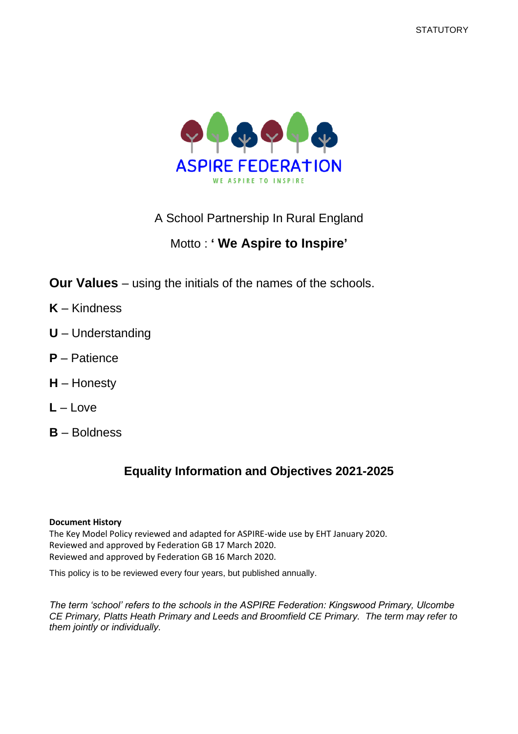STATUTORY

ASPIRE FEDERATION

WE ASPIRE TO INSPIRE

A School Partnership In Rural England

Motto : **' We Aspire to Inspire'**

**Our Values** – using the initials of the names of the schools.

**K** – Kindness

**U** – Understanding

**P** – Patience

**H** – Honesty

**L** – Love

**B** – Boldness

## Equality Information and Objectives 2021-2025

**Document History**

The Key Model Policy reviewed and adapted for ASPIRE-wide use by EHT January 2020.
Reviewed and approved by Federation GB 17 March 2020.
Reviewed and approved by Federation GB 16 March 2020.

This policy is to be reviewed every four years, but published annually.

*The term 'school' refers to the schools in the ASPIRE Federation: Kingswood Primary, Ulcombe CE Primary, Platts Heath Primary and Leeds and Broomfield CE Primary. The term may refer to them jointly or individually.*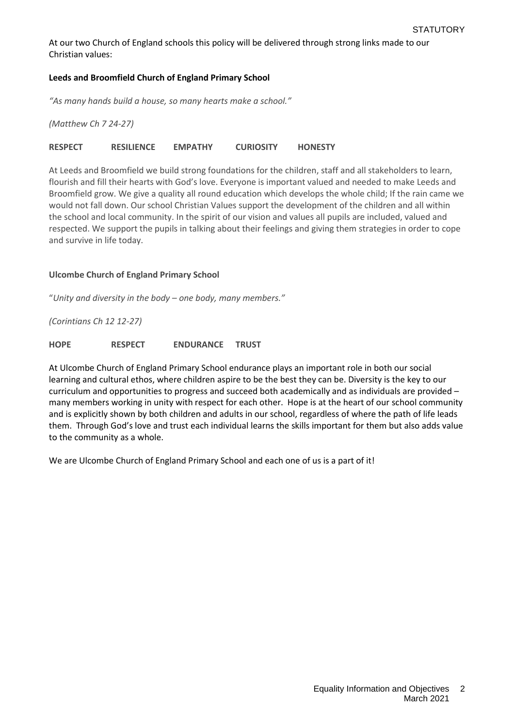At our two Church of England schools this policy will be delivered through strong links made to our Christian values:

**Leeds and Broomfield Church of England Primary School**

*"As many hands build a house, so many hearts make a school."*

*(Matthew Ch 7 24-27)*

**RESPECT RESILIENCE EMPATHY CURIOSITY HONESTY**

At Leeds and Broomfield we build strong foundations for the children, staff and all stakeholders to learn, flourish and fill their hearts with God's love. Everyone is important valued and needed to make Leeds and Broomfield grow. We give a quality all round education which develops the whole child; If the rain came we would not fall down. Our school Christian Values support the development of the children and all within the school and local community. In the spirit of our vision and values all pupils are included, valued and respected. We support the pupils in talking about their feelings and giving them strategies in order to cope and survive in life today.

**Ulcombe Church of England Primary School**

"*Unity and diversity in the body – one body, many members."*

*(Corintians Ch 12 12-27)*

**HOPE RESPECT ENDURANCE TRUST**

At Ulcombe Church of England Primary School endurance plays an important role in both our social learning and cultural ethos, where children aspire to be the best they can be. Diversity is the key to our curriculum and opportunities to progress and succeed both academically and as individuals are provided – many members working in unity with respect for each other. Hope is at the heart of our school community and is explicitly shown by both children and adults in our school, regardless of where the path of life leads them. Through God's love and trust each individual learns the skills important for them but also adds value to the community as a whole.

We are Ulcombe Church of England Primary School and each one of us is a part of it!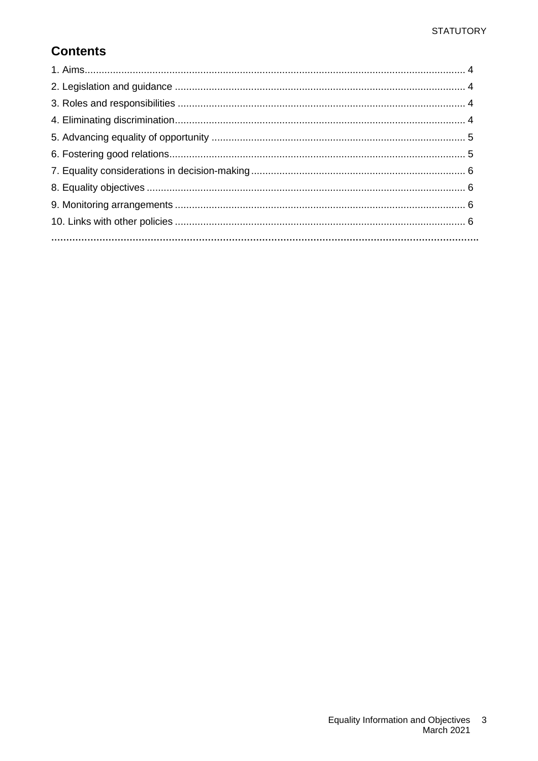## Contents

1. Aims........................................................................................................................ 4
2. Legislation and guidance ....................................................................................... 4
3. Roles and responsibilities ...................................................................................... 4
4. Eliminating discrimination....................................................................................... 4
5. Advancing equality of opportunity .......................................................................... 5
6. Fostering good relations......................................................................................... 5
7. Equality considerations in decision-making............................................................ 6
8. Equality objectives ................................................................................................. 6
9. Monitoring arrangements ....................................................................................... 6
10. Links with other policies ....................................................................................... 6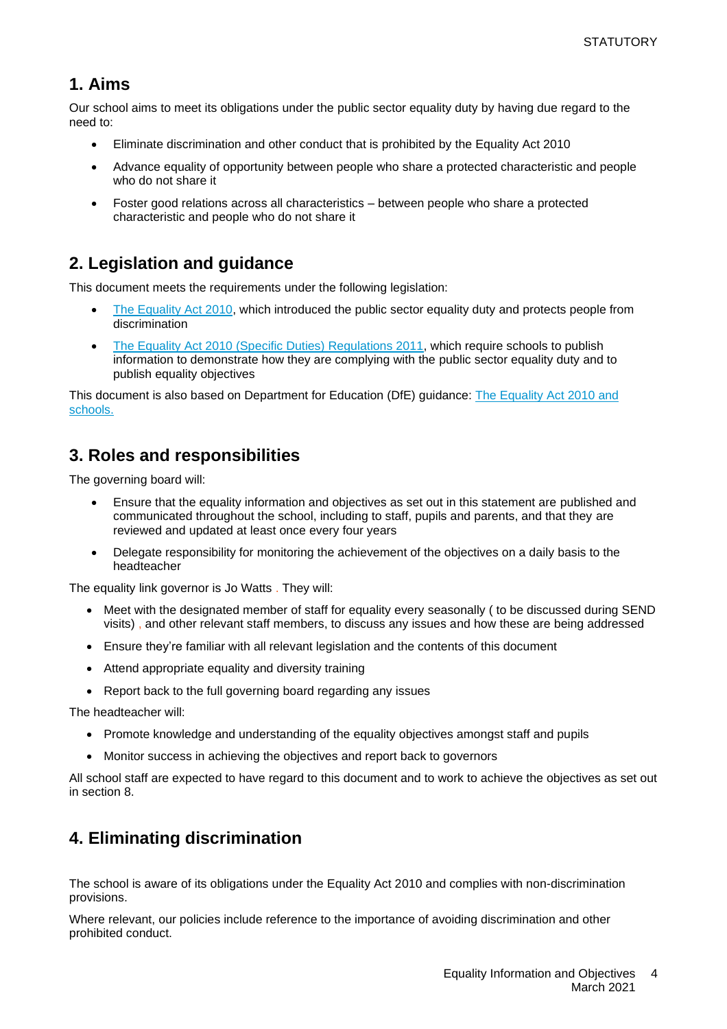## 1. Aims

Our school aims to meet its obligations under the public sector equality duty by having due regard to the need to:

- Eliminate discrimination and other conduct that is prohibited by the Equality Act 2010
- Advance equality of opportunity between people who share a protected characteristic and people who do not share it
- Foster good relations across all characteristics – between people who share a protected characteristic and people who do not share it

## 2. Legislation and guidance

This document meets the requirements under the following legislation:

- The Equality Act 2010, which introduced the public sector equality duty and protects people from discrimination
- The Equality Act 2010 (Specific Duties) Regulations 2011, which require schools to publish information to demonstrate how they are complying with the public sector equality duty and to publish equality objectives

This document is also based on Department for Education (DfE) guidance: The Equality Act 2010 and schools.

## 3. Roles and responsibilities

The governing board will:

- Ensure that the equality information and objectives as set out in this statement are published and communicated throughout the school, including to staff, pupils and parents, and that they are reviewed and updated at least once every four years
- Delegate responsibility for monitoring the achievement of the objectives on a daily basis to the headteacher

The equality link governor is Jo Watts . They will:

- Meet with the designated member of staff for equality every seasonally ( to be discussed during SEND visits) , and other relevant staff members, to discuss any issues and how these are being addressed
- Ensure they're familiar with all relevant legislation and the contents of this document
- Attend appropriate equality and diversity training
- Report back to the full governing board regarding any issues

The headteacher will:

- Promote knowledge and understanding of the equality objectives amongst staff and pupils
- Monitor success in achieving the objectives and report back to governors

All school staff are expected to have regard to this document and to work to achieve the objectives as set out in section 8.

## 4. Eliminating discrimination

The school is aware of its obligations under the Equality Act 2010 and complies with non-discrimination provisions.

Where relevant, our policies include reference to the importance of avoiding discrimination and other prohibited conduct.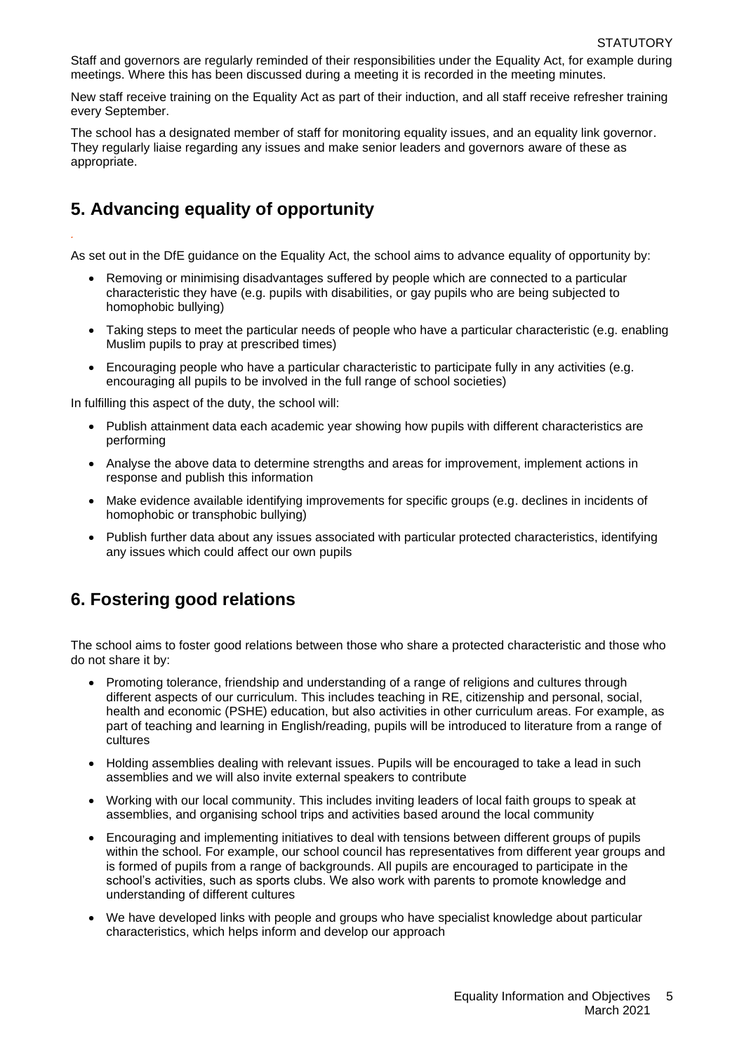Staff and governors are regularly reminded of their responsibilities under the Equality Act, for example during meetings. Where this has been discussed during a meeting it is recorded in the meeting minutes.

New staff receive training on the Equality Act as part of their induction, and all staff receive refresher training every September.

The school has a designated member of staff for monitoring equality issues, and an equality link governor. They regularly liaise regarding any issues and make senior leaders and governors aware of these as appropriate.

## 5. Advancing equality of opportunity

As set out in the DfE guidance on the Equality Act, the school aims to advance equality of opportunity by:

- Removing or minimising disadvantages suffered by people which are connected to a particular characteristic they have (e.g. pupils with disabilities, or gay pupils who are being subjected to homophobic bullying)
- Taking steps to meet the particular needs of people who have a particular characteristic (e.g. enabling Muslim pupils to pray at prescribed times)
- Encouraging people who have a particular characteristic to participate fully in any activities (e.g. encouraging all pupils to be involved in the full range of school societies)

In fulfilling this aspect of the duty, the school will:

- Publish attainment data each academic year showing how pupils with different characteristics are performing
- Analyse the above data to determine strengths and areas for improvement, implement actions in response and publish this information
- Make evidence available identifying improvements for specific groups (e.g. declines in incidents of homophobic or transphobic bullying)
- Publish further data about any issues associated with particular protected characteristics, identifying any issues which could affect our own pupils

## 6. Fostering good relations

The school aims to foster good relations between those who share a protected characteristic and those who do not share it by:

- Promoting tolerance, friendship and understanding of a range of religions and cultures through different aspects of our curriculum. This includes teaching in RE, citizenship and personal, social, health and economic (PSHE) education, but also activities in other curriculum areas. For example, as part of teaching and learning in English/reading, pupils will be introduced to literature from a range of cultures
- Holding assemblies dealing with relevant issues. Pupils will be encouraged to take a lead in such assemblies and we will also invite external speakers to contribute
- Working with our local community. This includes inviting leaders of local faith groups to speak at assemblies, and organising school trips and activities based around the local community
- Encouraging and implementing initiatives to deal with tensions between different groups of pupils within the school. For example, our school council has representatives from different year groups and is formed of pupils from a range of backgrounds. All pupils are encouraged to participate in the school's activities, such as sports clubs. We also work with parents to promote knowledge and understanding of different cultures
- We have developed links with people and groups who have specialist knowledge about particular characteristics, which helps inform and develop our approach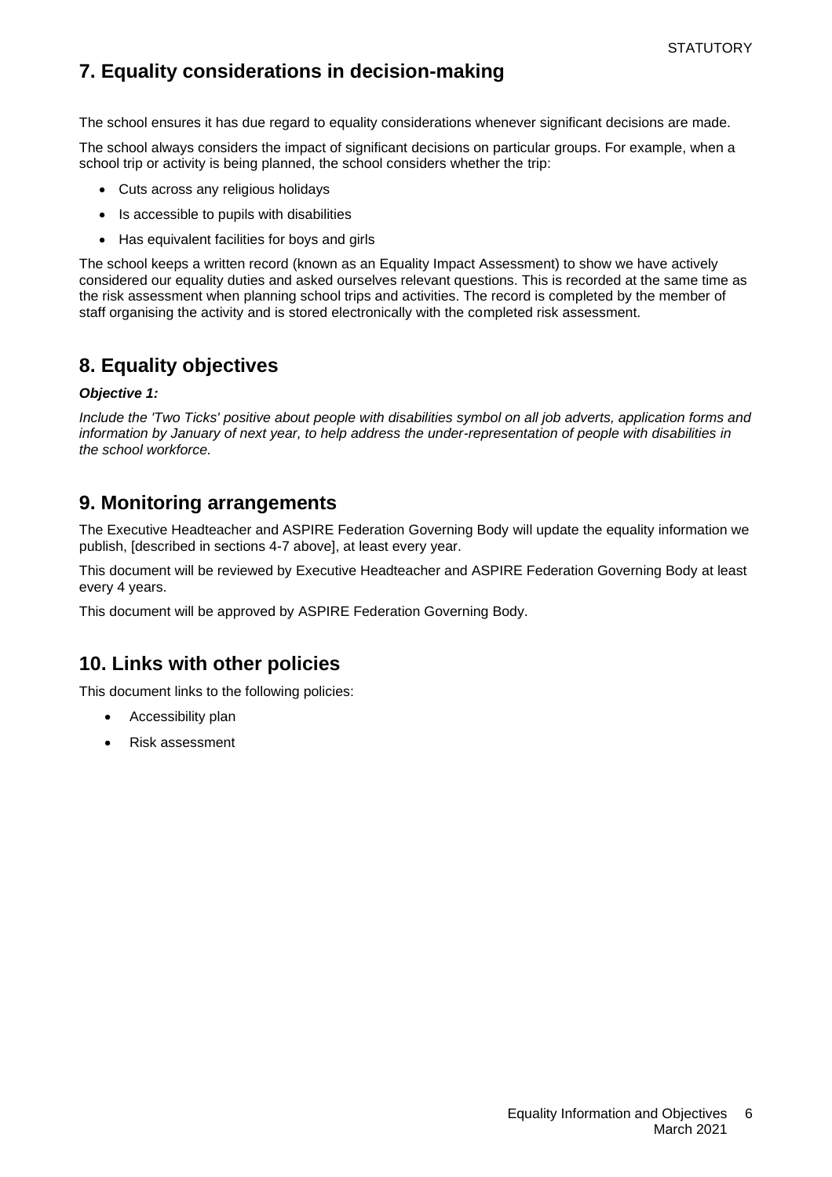## 7. Equality considerations in decision-making

The school ensures it has due regard to equality considerations whenever significant decisions are made.

The school always considers the impact of significant decisions on particular groups. For example, when a school trip or activity is being planned, the school considers whether the trip:

- Cuts across any religious holidays
- Is accessible to pupils with disabilities
- Has equivalent facilities for boys and girls

The school keeps a written record (known as an Equality Impact Assessment) to show we have actively considered our equality duties and asked ourselves relevant questions. This is recorded at the same time as the risk assessment when planning school trips and activities. The record is completed by the member of staff organising the activity and is stored electronically with the completed risk assessment.

## 8. Equality objectives

***Objective 1:***

*Include the 'Two Ticks' positive about people with disabilities symbol on all job adverts, application forms and information by January of next year, to help address the under-representation of people with disabilities in the school workforce.*

## 9. Monitoring arrangements

The Executive Headteacher and ASPIRE Federation Governing Body will update the equality information we publish, [described in sections 4-7 above], at least every year.

This document will be reviewed by Executive Headteacher and ASPIRE Federation Governing Body at least every 4 years.

This document will be approved by ASPIRE Federation Governing Body.

## 10. Links with other policies

This document links to the following policies:

- Accessibility plan
- Risk assessment